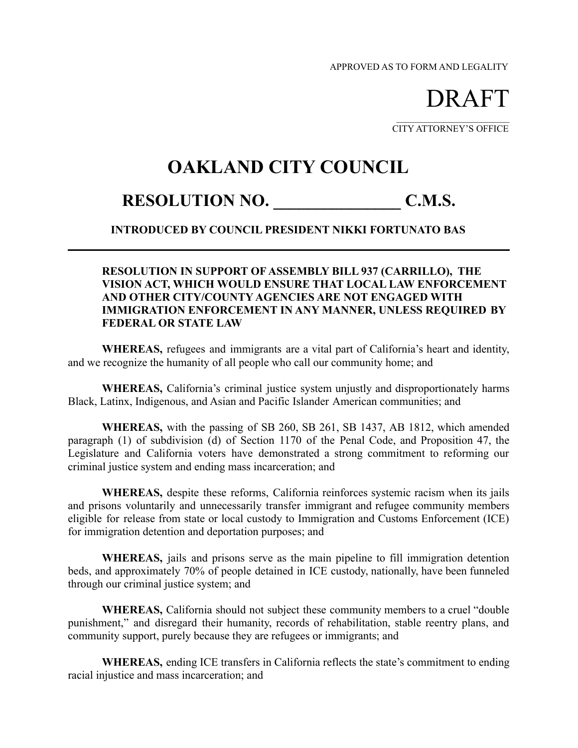APPROVED AS TO FORM AND LEGALITY

DRAFT

CITY ATTORNEY'S OFFICE

# OAKLAND CITY COUNCIL

## RESOLUTION NO. _______________ C.M.S.

**INTRODUCED BY COUNCIL PRESIDENT NIKKI FORTUNATO BAS**

---

**RESOLUTION IN SUPPORT OF ASSEMBLY BILL 937 (CARRILLO), THE VISION ACT, WHICH WOULD ENSURE THAT LOCAL LAW ENFORCEMENT AND OTHER CITY/COUNTY AGENCIES ARE NOT ENGAGED WITH IMMIGRATION ENFORCEMENT IN ANY MANNER, UNLESS REQUIRED BY FEDERAL OR STATE LAW**

**WHEREAS,** refugees and immigrants are a vital part of California's heart and identity, and we recognize the humanity of all people who call our community home; and

**WHEREAS,** California's criminal justice system unjustly and disproportionately harms Black, Latinx, Indigenous, and Asian and Pacific Islander American communities; and

**WHEREAS,** with the passing of SB 260, SB 261, SB 1437, AB 1812, which amended paragraph (1) of subdivision (d) of Section 1170 of the Penal Code, and Proposition 47, the Legislature and California voters have demonstrated a strong commitment to reforming our criminal justice system and ending mass incarceration; and

**WHEREAS,** despite these reforms, California reinforces systemic racism when its jails and prisons voluntarily and unnecessarily transfer immigrant and refugee community members eligible for release from state or local custody to Immigration and Customs Enforcement (ICE) for immigration detention and deportation purposes; and

**WHEREAS,** jails and prisons serve as the main pipeline to fill immigration detention beds, and approximately 70% of people detained in ICE custody, nationally, have been funneled through our criminal justice system; and

**WHEREAS,** California should not subject these community members to a cruel "double punishment," and disregard their humanity, records of rehabilitation, stable reentry plans, and community support, purely because they are refugees or immigrants; and

**WHEREAS,** ending ICE transfers in California reflects the state's commitment to ending racial injustice and mass incarceration; and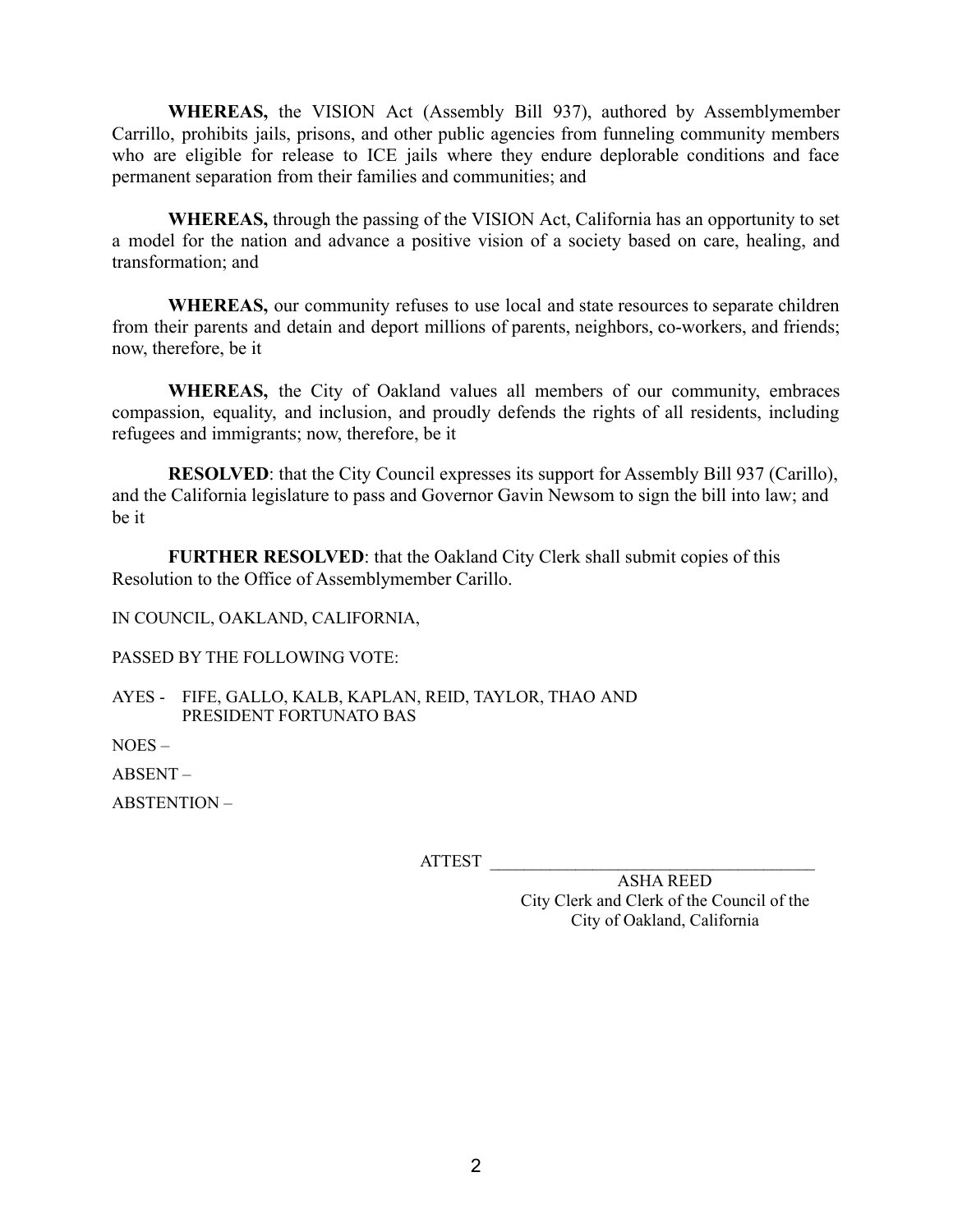**WHEREAS,** the VISION Act (Assembly Bill 937), authored by Assemblymember Carrillo, prohibits jails, prisons, and other public agencies from funneling community members who are eligible for release to ICE jails where they endure deplorable conditions and face permanent separation from their families and communities; and

**WHEREAS,** through the passing of the VISION Act, California has an opportunity to set a model for the nation and advance a positive vision of a society based on care, healing, and transformation; and

**WHEREAS,** our community refuses to use local and state resources to separate children from their parents and detain and deport millions of parents, neighbors, co-workers, and friends; now, therefore, be it

**WHEREAS,** the City of Oakland values all members of our community, embraces compassion, equality, and inclusion, and proudly defends the rights of all residents, including refugees and immigrants; now, therefore, be it

**RESOLVED**: that the City Council expresses its support for Assembly Bill 937 (Carillo), and the California legislature to pass and Governor Gavin Newsom to sign the bill into law; and be it

**FURTHER RESOLVED**: that the Oakland City Clerk shall submit copies of this Resolution to the Office of Assemblymember Carillo.

IN COUNCIL, OAKLAND, CALIFORNIA,

PASSED BY THE FOLLOWING VOTE:

AYES - FIFE, GALLO, KALB, KAPLAN, REID, TAYLOR, THAO AND PRESIDENT FORTUNATO BAS

NOES –

ABSENT –

ABSTENTION –

ATTEST ______________________________________

ASHA REED
City Clerk and Clerk of the Council of the
City of Oakland, California